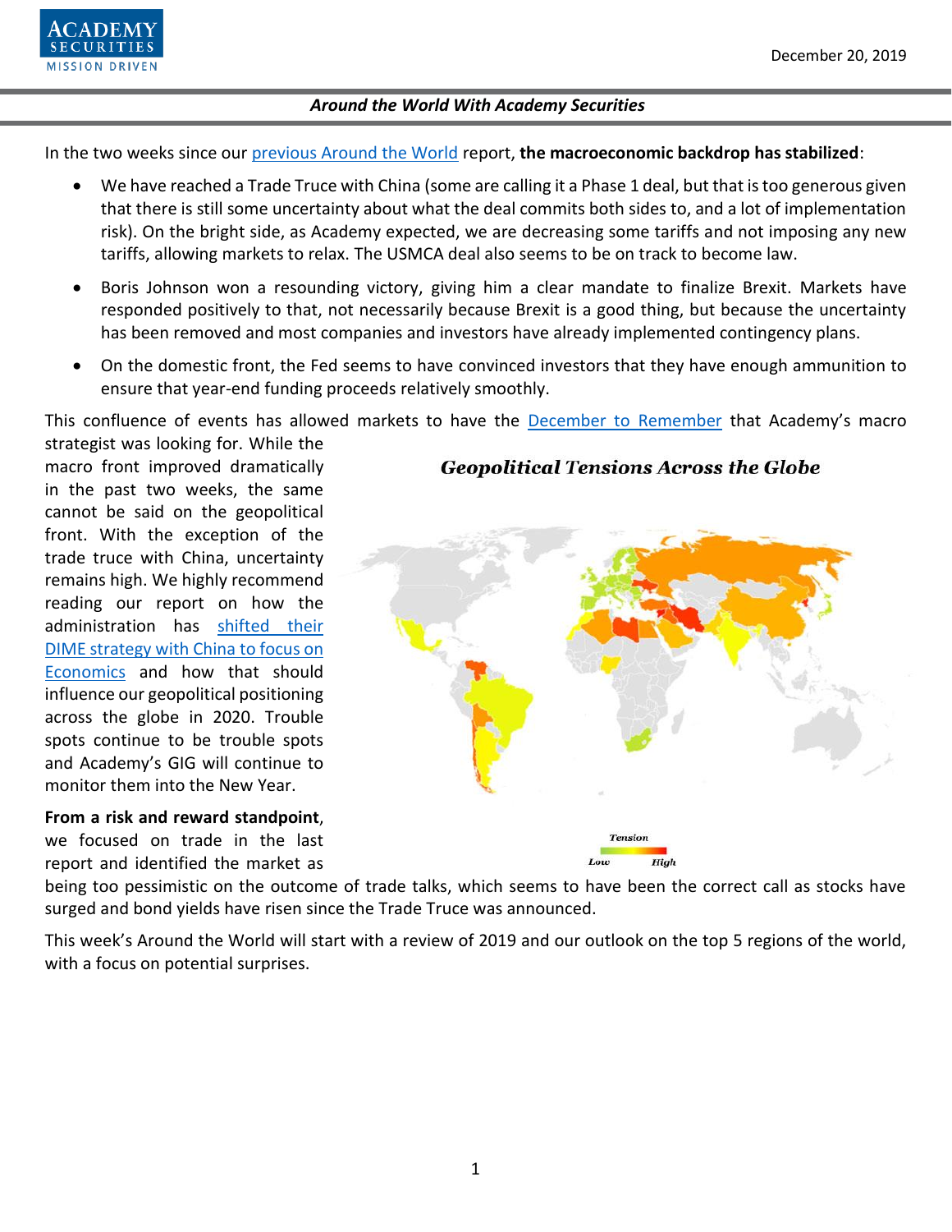December 20, 2019

**Around the World With Academy Securities**

In the two weeks since our previous Around the World report, **the macroeconomic backdrop has stabilized**:

- We have reached a Trade Truce with China (some are calling it a Phase 1 deal, but that is too generous given that there is still some uncertainty about what the deal commits both sides to, and a lot of implementation risk). On the bright side, as Academy expected, we are decreasing some tariffs and not imposing any new tariffs, allowing markets to relax. The USMCA deal also seems to be on track to become law.
- Boris Johnson won a resounding victory, giving him a clear mandate to finalize Brexit. Markets have responded positively to that, not necessarily because Brexit is a good thing, but because the uncertainty has been removed and most companies and investors have already implemented contingency plans.
- On the domestic front, the Fed seems to have convinced investors that they have enough ammunition to ensure that year-end funding proceeds relatively smoothly.

This confluence of events has allowed markets to have the December to Remember that Academy's macro strategist was looking for. While the macro front improved dramatically in the past two weeks, the same cannot be said on the geopolitical front. With the exception of the trade truce with China, uncertainty remains high. We highly recommend reading our report on how the administration has shifted their DIME strategy with China to focus on Economics and how that should influence our geopositioning across the globe in 2020. Trouble spots continue to be trouble spots and Academy's GIG will continue to monitor them into the New Year.

*Geopolitical Tensions Across the Globe*

*Tension: Low — High*

**From a risk and reward standpoint**, we focused on trade in the last report and identified the market as being too pessimistic on the outcome of trade talks, which seems to have been the correct call as stocks have surged and bond yields have risen since the Trade Truce was announced.

This week's Around the World will start with a review of 2019 and our outlook on the top 5 regions of the world, with a focus on potential surprises.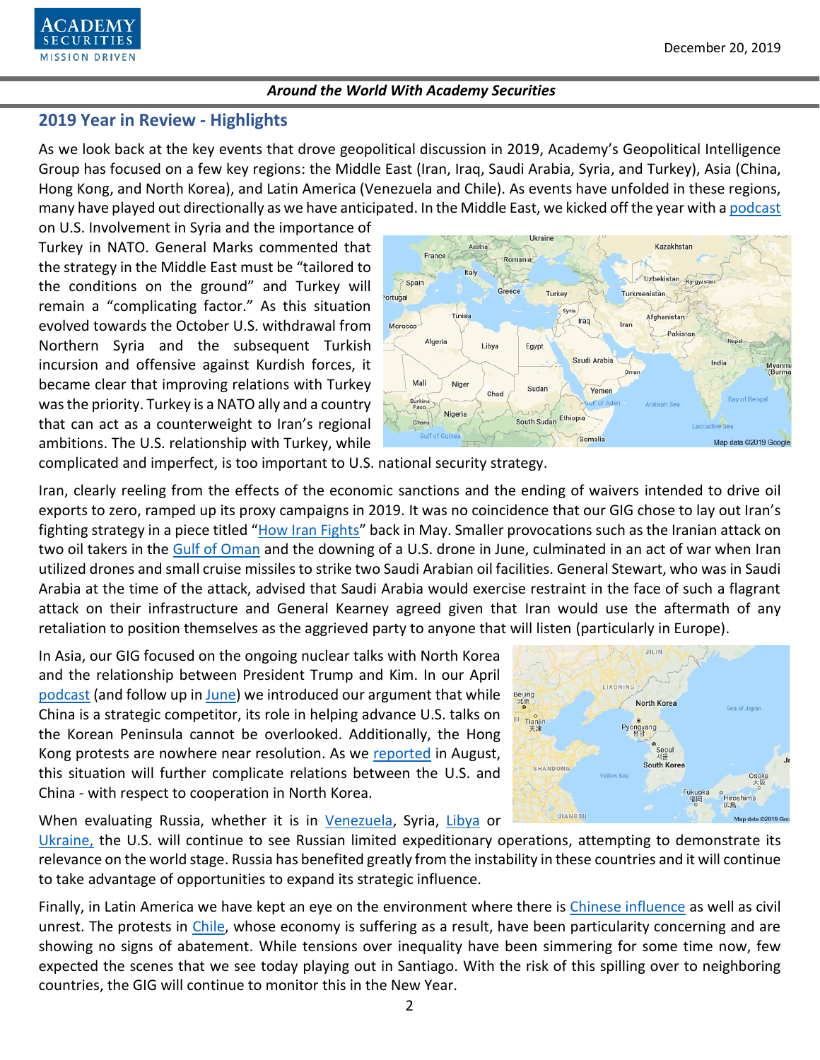## 2019 Year in Review - Highlights

As we look back at the key events that drove geopolitical discussion in 2019, Academy's Geopolitical Intelligence Group has focused on a few key regions: the Middle East (Iran, Iraq, Saudi Arabia, Syria, and Turkey), Asia (China, Hong Kong, and North Korea), and Latin America (Venezuela and Chile). As events have unfolded in these regions, many have played out directionally as we have anticipated. In the Middle East, we kicked off the year with a podcast on U.S. Involvement in Syria and the importance of Turkey in NATO. General Marks commented that the strategy in the Middle East must be "tailored to the conditions on the ground" and Turkey will remain a "complicating factor." As this situation evolved towards the October U.S. withdrawal from Northern Syria and the subsequent Turkish incursion and offensive against Kurdish forces, it became clear that improving relations with Turkey was the priority. Turkey is a NATO ally and a country that can act as a counterweight to Iran's regional ambitions. The U.S. relationship with Turkey, while complicated and imperfect, is too important to U.S. national security strategy.

Iran, clearly reeling from the effects of the economic sanctions and the ending of waivers intended to drive oil exports to zero, ramped up its proxy campaigns in 2019. It was no coincidence that our GIG chose to lay out Iran's fighting strategy in a piece titled "How Iran Fights" back in May. Smaller provocations such as the Iranian attack on two oil takers in the Gulf of Oman and the downing of a U.S. drone in June, culminated in an act of war when Iran utilized drones and small cruise missiles to strike two Saudi Arabian oil facilities. General Stewart, who was in Saudi Arabia at the time of the attack, advised that Saudi Arabia would exercise restraint in the face of such a flagrant attack on their infrastructure and General Kearney agreed given that Iran would use the aftermath of any retaliation to position themselves as the aggrieved party to anyone that will listen (particularly in Europe).

In Asia, our GIG focused on the ongoing nuclear talks with North Korea and the relationship between President Trump and Kim. In our April podcast (and follow up in June) we introduced our argument that while China is a strategic competitor, its role in helping advance U.S. talks on the Korean Peninsula cannot be overlooked. Additionally, the Hong Kong protests are nowhere near resolution. As we reported in August, this situation will further complicate relations between the U.S. and China - with respect to cooperation in North Korea.

When evaluating Russia, whether it is in Venezuela, Syria, Libya or Ukraine, the U.S. will continue to see Russian limited expeditionary operations, attempting to demonstrate its relevance on the world stage. Russia has benefited greatly from the instability in these countries and it will continue to take advantage of opportunities to expand its strategic influence.

Finally, in Latin America we have kept an eye on the environment where there is Chinese influence as well as civil unrest. The protests in Chile, whose economy is suffering as a result, have been particularity concerning and are showing no signs of abatement. While tensions over inequality have been simmering for some time now, few expected the scenes that we see today playing out in Santiago. With the risk of this spilling over to neighboring countries, the GIG will continue to monitor this in the New Year.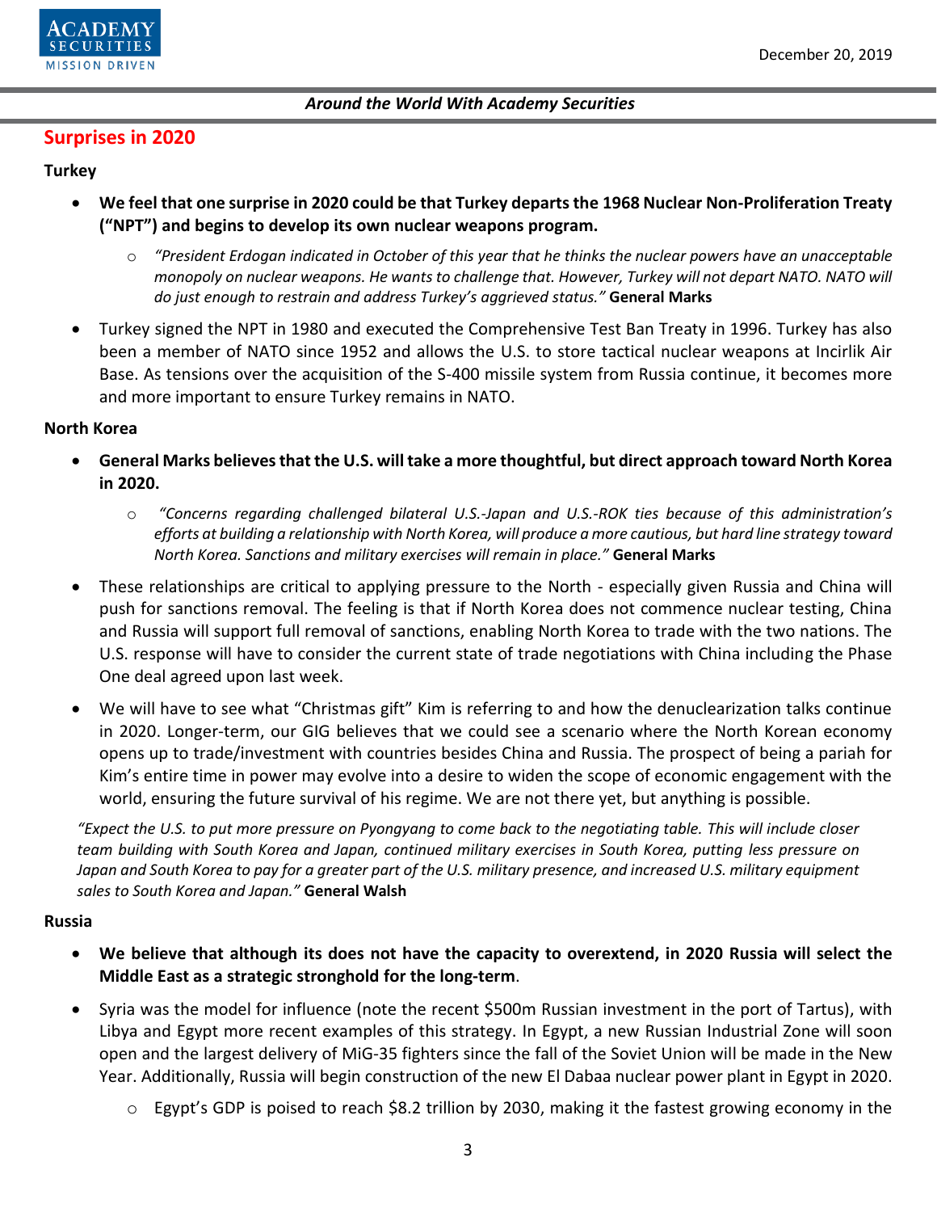## Surprises in 2020

### Turkey

- **We feel that one surprise in 2020 could be that Turkey departs the 1968 Nuclear Non-Proliferation Treaty ("NPT") and begins to develop its own nuclear weapons program.**
    - *"President Erdogan indicated in October of this year that he thinks the nuclear powers have an unacceptable monopoly on nuclear weapons. He wants to challenge that. However, Turkey will not depart NATO. NATO will do just enough to restrain and address Turkey's aggrieved status."* **General Marks**
- Turkey signed the NPT in 1980 and executed the Comprehensive Test Ban Treaty in 1996. Turkey has also been a member of NATO since 1952 and allows the U.S. to store tactical nuclear weapons at Incirlik Air Base. As tensions over the acquisition of the S-400 missile system from Russia continue, it becomes more and more important to ensure Turkey remains in NATO.

### North Korea

- **General Marks believes that the U.S. will take a more thoughtful, but direct approach toward North Korea in 2020.**
    - *"Concerns regarding challenged bilateral U.S.-Japan and U.S.-ROK ties because of this administration's efforts at building a relationship with North Korea, will produce a more cautious, but hard line strategy toward North Korea. Sanctions and military exercises will remain in place."* **General Marks**
- These relationships are critical to applying pressure to the North - especially given Russia and China will push for sanctions removal. The feeling is that if North Korea does not commence nuclear testing, China and Russia will support full removal of sanctions, enabling North Korea to trade with the two nations. The U.S. response will have to consider the current state of trade negotiations with China including the Phase One deal agreed upon last week.
- We will have to see what "Christmas gift" Kim is referring to and how the denuclearization talks continue in 2020. Longer-term, our GIG believes that we could see a scenario where the North Korean economy opens up to trade/investment with countries besides China and Russia. The prospect of being a pariah for Kim's entire time in power may evolve into a desire to widen the scope of economic engagement with the world, ensuring the future survival of his regime. We are not there yet, but anything is possible.

*"Expect the U.S. to put more pressure on Pyongyang to come back to the negotiating table. This will include closer team building with South Korea and Japan, continued military exercises in South Korea, putting less pressure on Japan and South Korea to pay for a greater part of the U.S. military presence, and increased U.S. military equipment sales to South Korea and Japan."* **General Walsh**

### Russia

- **We believe that although its does not have the capacity to overextend, in 2020 Russia will select the Middle East as a strategic stronghold for the long-term**.
- Syria was the model for influence (note the recent $500m Russian investment in the port of Tartus), with Libya and Egypt more recent examples of this strategy. In Egypt, a new Russian Industrial Zone will soon open and the largest delivery of MiG-35 fighters since the fall of the Soviet Union will be made in the New Year. Additionally, Russia will begin construction of the new El Dabaa nuclear power plant in Egypt in 2020.
    - Egypt's GDP is poised to reach $8.2 trillion by 2030, making it the fastest growing economy in the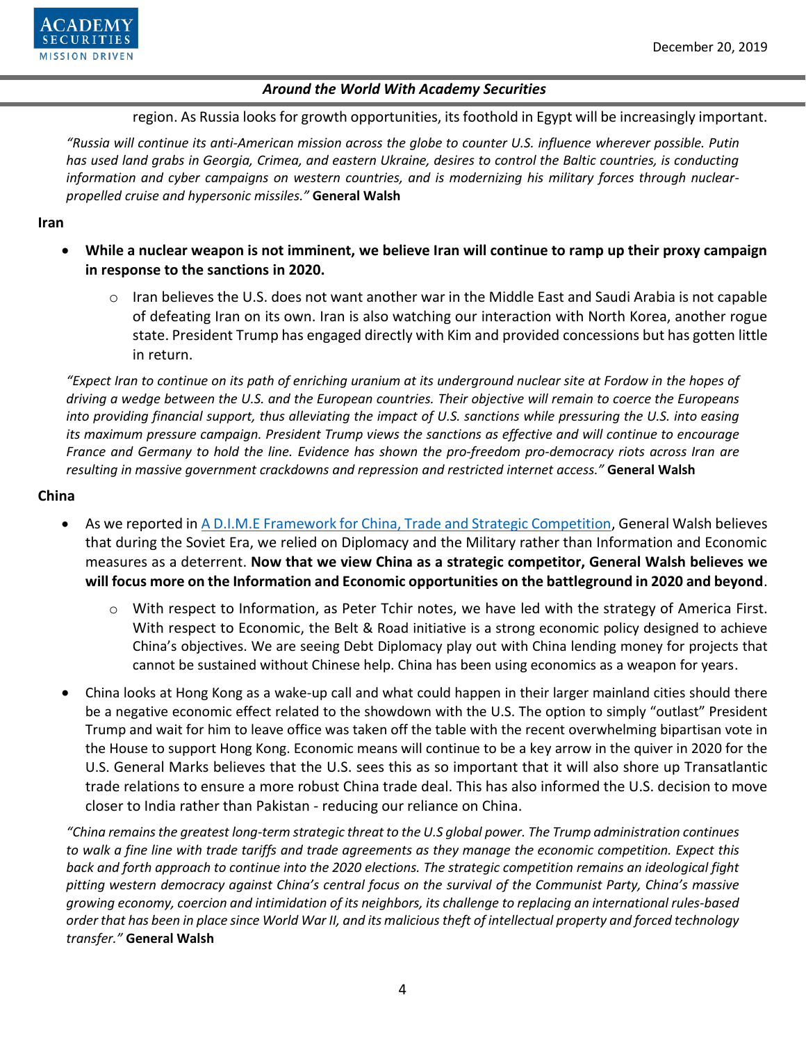region. As Russia looks for growth opportunities, its foothold in Egypt will be increasingly important.

*"Russia will continue its anti-American mission across the globe to counter U.S. influence wherever possible. Putin has used land grabs in Georgia, Crimea, and eastern Ukraine, desires to control the Baltic countries, is conducting information and cyber campaigns on western countries, and is modernizing his military forces through nuclear-propelled cruise and hypersonic missiles."* **General Walsh**

**Iran**

- **While a nuclear weapon is not imminent, we believe Iran will continue to ramp up their proxy campaign in response to the sanctions in 2020.**
    - Iran believes the U.S. does not want another war in the Middle East and Saudi Arabia is not capable of defeating Iran on its own. Iran is also watching our interaction with North Korea, another rogue state. President Trump has engaged directly with Kim and provided concessions but has gotten little in return.

*"Expect Iran to continue on its path of enriching uranium at its underground nuclear site at Fordow in the hopes of driving a wedge between the U.S. and the European countries. Their objective will remain to coerce the Europeans into providing financial support, thus alleviating the impact of U.S. sanctions while pressuring the U.S. into easing its maximum pressure campaign. President Trump views the sanctions as effective and will continue to encourage France and Germany to hold the line. Evidence has shown the pro-freedom pro-democracy riots across Iran are resulting in massive government crackdowns and repression and restricted internet access."* **General Walsh**

**China**

- As we reported in [A D.I.M.E Framework for China, Trade and Strategic Competition](), General Walsh believes that during the Soviet Era, we relied on Diplomacy and the Military rather than Information and Economic measures as a deterrent. **Now that we view China as a strategic competitor, General Walsh believes we will focus more on the Information and Economic opportunities on the battleground in 2020 and beyond**.
    - With respect to Information, as Peter Tchir notes, we have led with the strategy of America First. With respect to Economic, the Belt & Road initiative is a strong economic policy designed to achieve China's objectives. We are seeing Debt Diplomacy play out with China lending money for projects that cannot be sustained without Chinese help. China has been using economics as a weapon for years.
- China looks at Hong Kong as a wake-up call and what could happen in their larger mainland cities should there be a negative economic effect related to the showdown with the U.S. The option to simply "outlast" President Trump and wait for him to leave office was taken off the table with the recent overwhelming bipartisan vote in the House to support Hong Kong. Economic means will continue to be a key arrow in the quiver in 2020 for the U.S. General Marks believes that the U.S. sees this as so important that it will also shore up Transatlantic trade relations to ensure a more robust China trade deal. This has also informed the U.S. decision to move closer to India rather than Pakistan - reducing our reliance on China.

*"China remains the greatest long-term strategic threat to the U.S global power. The Trump administration continues to walk a fine line with trade tariffs and trade agreements as they manage the economic competition. Expect this back and forth approach to continue into the 2020 elections. The strategic competition remains an ideological fight pitting western democracy against China's central focus on the survival of the Communist Party, China's massive growing economy, coercion and intimidation of its neighbors, its challenge to replacing an international rules-based order that has been in place since World War II, and its malicious theft of intellectual property and forced technology transfer."* **General Walsh**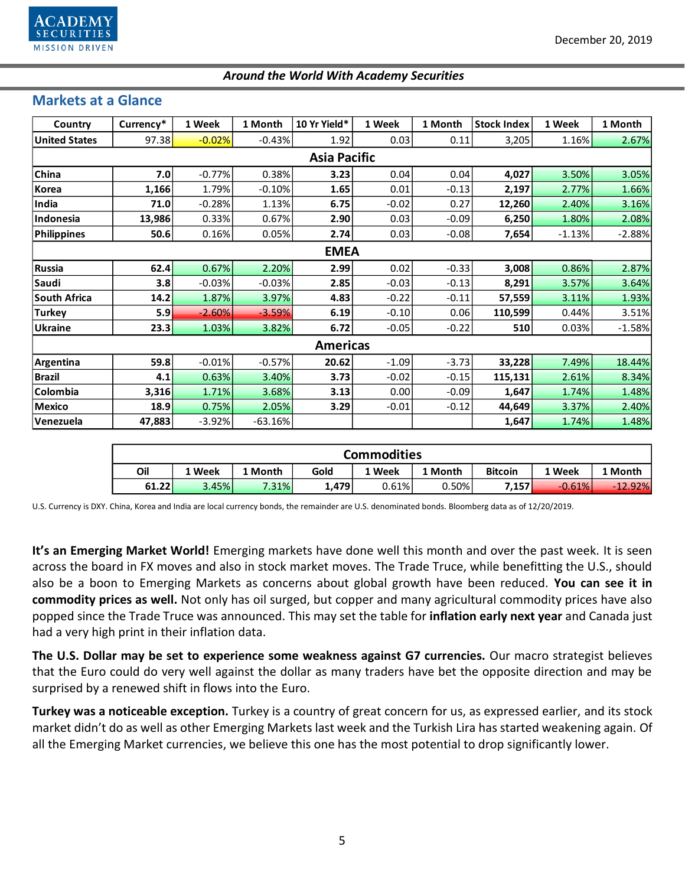December 20, 2019

*Around the World With Academy Securities*

## Markets at a Glance

| Country | Currency* | 1 Week | 1 Month | 10 Yr Yield* | 1 Week | 1 Month | Stock Index | 1 Week | 1 Month |
|---|---|---|---|---|---|---|---|---|---|
| United States | 97.38 | -0.02% | -0.43% | 1.92 | 0.03 | 0.11 | 3,205 | 1.16% | 2.67% |
| **Asia Pacific** | | | | | | | | | |
| China | **7.0** | -0.77% | 0.38% | **3.23** | 0.04 | 0.04 | **4,027** | 3.50% | 3.05% |
| Korea | **1,166** | 1.79% | -0.10% | **1.65** | 0.01 | -0.13 | **2,197** | 2.77% | 1.66% |
| India | **71.0** | -0.28% | 1.13% | **6.75** | -0.02 | 0.27 | **12,260** | 2.40% | 3.16% |
| Indonesia | **13,986** | 0.33% | 0.67% | **2.90** | 0.03 | -0.09 | **6,250** | 1.80% | 2.08% |
| Philippines | **50.6** | 0.16% | 0.05% | **2.74** | 0.03 | -0.08 | **7,654** | -1.13% | -2.88% |
| **EMEA** | | | | | | | | | |
| Russia | **62.4** | 0.67% | 2.20% | **2.99** | 0.02 | -0.33 | **3,008** | 0.86% | 2.87% |
| Saudi | **3.8** | -0.03% | -0.03% | **2.85** | -0.03 | -0.13 | **8,291** | 3.57% | 3.64% |
| South Africa | **14.2** | 1.87% | 3.97% | **4.83** | -0.22 | -0.11 | **57,559** | 3.11% | 1.93% |
| Turkey | **5.9** | -2.60% | -3.59% | **6.19** | -0.10 | 0.06 | **110,599** | 0.44% | 3.51% |
| Ukraine | **23.3** | 1.03% | 3.82% | **6.72** | -0.05 | -0.22 | **510** | 0.03% | -1.58% |
| **Americas** | | | | | | | | | |
| Argentina | **59.8** | -0.01% | -0.57% | **20.62** | -1.09 | -3.73 | **33,228** | 7.49% | 18.44% |
| Brazil | **4.1** | 0.63% | 3.40% | **3.73** | -0.02 | -0.15 | **115,131** | 2.61% | 8.34% |
| Colombia | **3,316** | 1.71% | 3.68% | **3.13** | 0.00 | -0.09 | **1,647** | 1.74% | 1.48% |
| Mexico | **18.9** | 0.75% | 2.05% | **3.29** | -0.01 | -0.12 | **44,649** | 3.37% | 2.40% |
| Venezuela | **47,883** | -3.92% | -63.16% | | | | **1,647** | 1.74% | 1.48% |

| **Commodities** | | | | | | | | |
|---|---|---|---|---|---|---|---|---|
| Oil | 1 Week | 1 Month | Gold | 1 Week | 1 Month | Bitcoin | 1 Week | 1 Month |
| **61.22** | 3.45% | 7.31% | **1,479** | 0.61% | 0.50% | **7,157** | -0.61% | -12.92% |

U.S. Currency is DXY. China, Korea and India are local currency bonds, the remainder are U.S. denominated bonds. Bloomberg data as of 12/20/2019.

**It's an Emerging Market World!** Emerging markets have done well this month and over the past week. It is seen across the board in FX moves and also in stock market moves. The Trade Truce, while benefitting the U.S., should also be a boon to Emerging Markets as concerns about global growth have been reduced. **You can see it in commodity prices as well.** Not only has oil surged, but copper and many agricultural commodity prices have also popped since the Trade Truce was announced. This may set the table for **inflation early next year** and Canada just had a very high print in their inflation data.

**The U.S. Dollar may be set to experience some weakness against G7 currencies.** Our macro strategist believes that the Euro could do very well against the dollar as many traders have bet the opposite direction and may be surprised by a renewed shift in flows into the Euro.

**Turkey was a noticeable exception.** Turkey is a country of great concern for us, as expressed earlier, and its stock market didn't do as well as other Emerging Markets last week and the Turkish Lira has started weakening again. Of all the Emerging Market currencies, we believe this one has the most potential to drop significantly lower.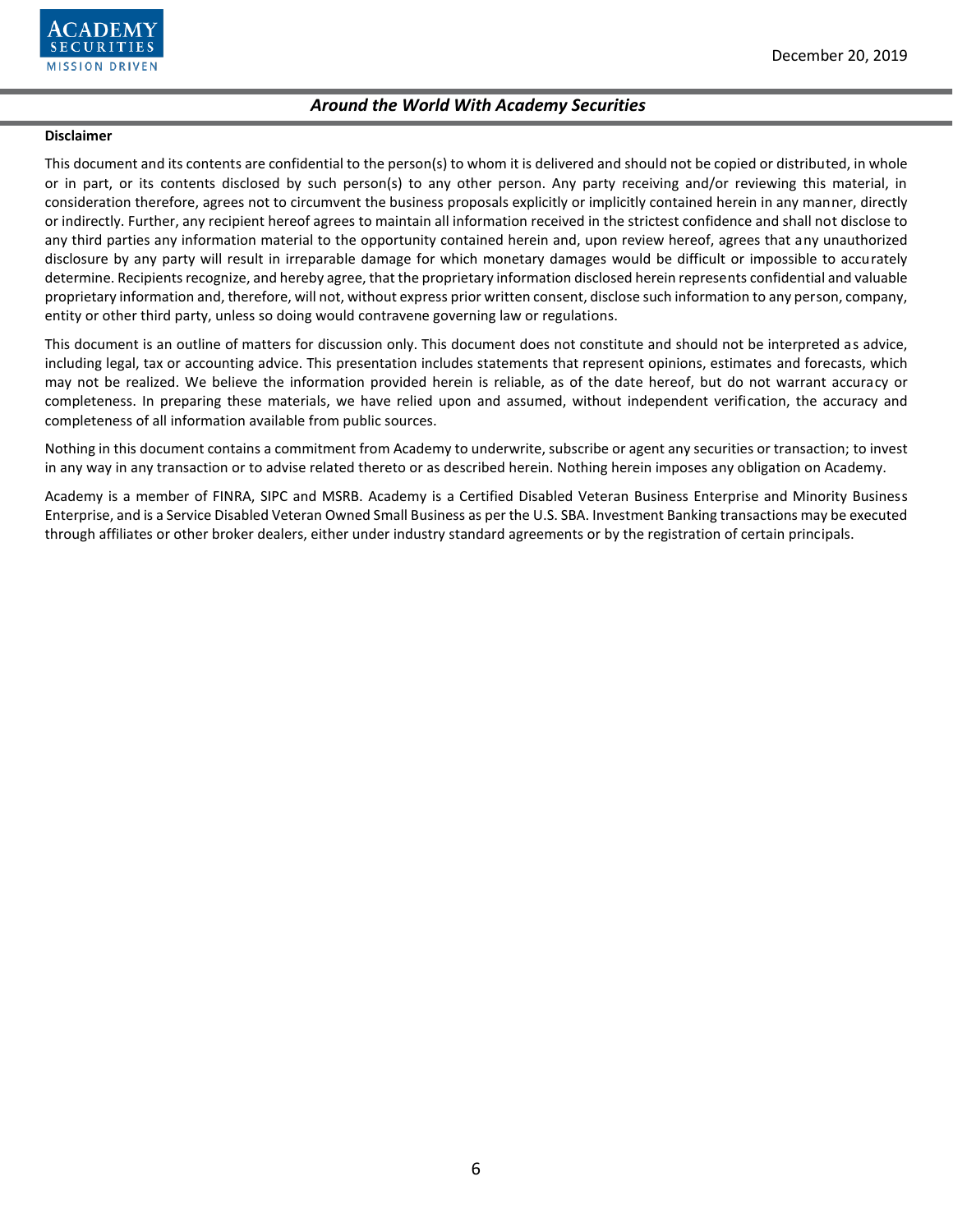**Disclaimer**

This document and its contents are confidential to the person(s) to whom it is delivered and should not be copied or distributed, in whole or in part, or its contents disclosed by such person(s) to any other person. Any party receiving and/or reviewing this material, in consideration therefore, agrees not to circumvent the business proposals explicitly or implicitly contained herein in any manner, directly or indirectly. Further, any recipient hereof agrees to maintain all information received in the strictest confidence and shall not disclose to any third parties any information material to the opportunity contained herein and, upon review hereof, agrees that any unauthorized disclosure by any party will result in irreparable damage for which monetary damages would be difficult or impossible to accurately determine. Recipients recognize, and hereby agree, that the proprietary information disclosed herein represents confidential and valuable proprietary information and, therefore, will not, without express prior written consent, disclose such information to any person, company, entity or other third party, unless so doing would contravene governing law or regulations.

This document is an outline of matters for discussion only. This document does not constitute and should not be interpreted as advice, including legal, tax or accounting advice. This presentation includes statements that represent opinions, estimates and forecasts, which may not be realized. We believe the information provided herein is reliable, as of the date hereof, but do not warrant accuracy or completeness. In preparing these materials, we have relied upon and assumed, without independent verification, the accuracy and completeness of all information available from public sources.

Nothing in this document contains a commitment from Academy to underwrite, subscribe or agent any securities or transaction; to invest in any way in any transaction or to advise related thereto or as described herein. Nothing herein imposes any obligation on Academy.

Academy is a member of FINRA, SIPC and MSRB. Academy is a Certified Disabled Veteran Business Enterprise and Minority Business Enterprise, and is a Service Disabled Veteran Owned Small Business as per the U.S. SBA. Investment Banking transactions may be executed through affiliates or other broker dealers, either under industry standard agreements or by the registration of certain principals.